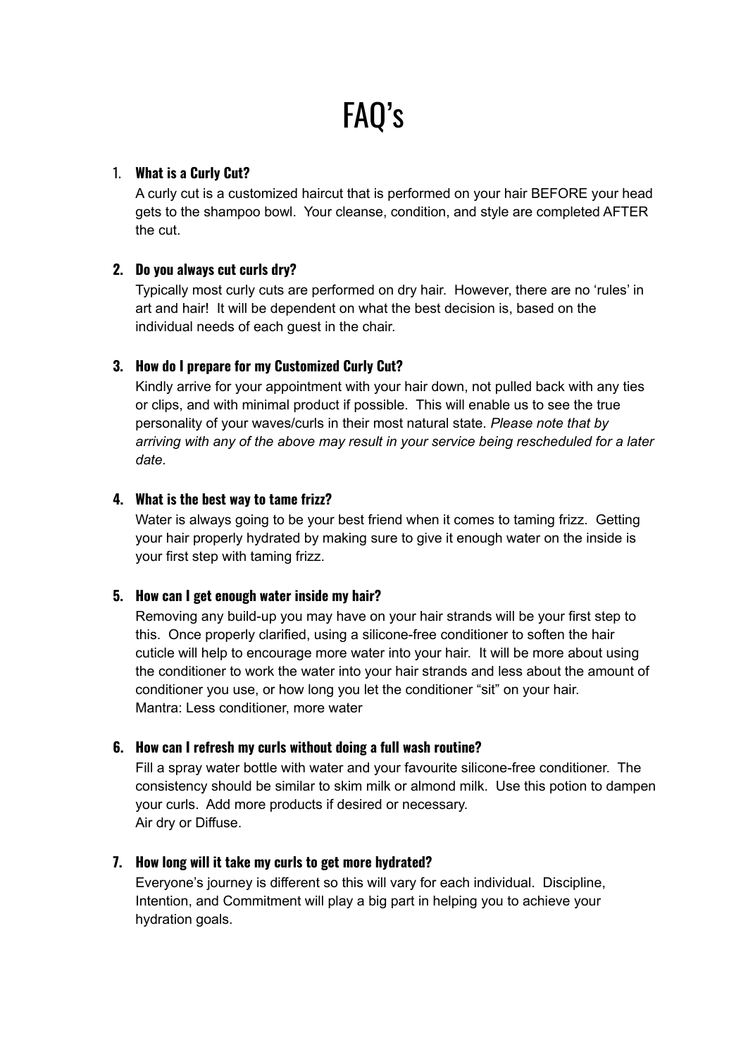# FAQ's

1. **What is a Curly Cut?**
   A curly cut is a customized haircut that is performed on your hair BEFORE your head gets to the shampoo bowl. Your cleanse, condition, and style are completed AFTER the cut.

2. **Do you always cut curls dry?**
   Typically most curly cuts are performed on dry hair. However, there are no 'rules' in art and hair! It will be dependent on what the best decision is, based on the individual needs of each guest in the chair.

3. **How do I prepare for my Customized Curly Cut?**
   Kindly arrive for your appointment with your hair down, not pulled back with any ties or clips, and with minimal product if possible. This will enable us to see the true personality of your waves/curls in their most natural state. *Please note that by arriving with any of the above may result in your service being rescheduled for a later date.*

4. **What is the best way to tame frizz?**
   Water is always going to be your best friend when it comes to taming frizz. Getting your hair properly hydrated by making sure to give it enough water on the inside is your first step with taming frizz.

5. **How can I get enough water inside my hair?**
   Removing any build-up you may have on your hair strands will be your first step to this. Once properly clarified, using a silicone-free conditioner to soften the hair cuticle will help to encourage more water into your hair. It will be more about using the conditioner to work the water into your hair strands and less about the amount of conditioner you use, or how long you let the conditioner "sit" on your hair.
   Mantra: Less conditioner, more water

6. **How can I refresh my curls without doing a full wash routine?**
   Fill a spray water bottle with water and your favourite silicone-free conditioner. The consistency should be similar to skim milk or almond milk. Use this potion to dampen your curls. Add more products if desired or necessary.
   Air dry or Diffuse.

7. **How long will it take my curls to get more hydrated?**
   Everyone's journey is different so this will vary for each individual. Discipline, Intention, and Commitment will play a big part in helping you to achieve your hydration goals.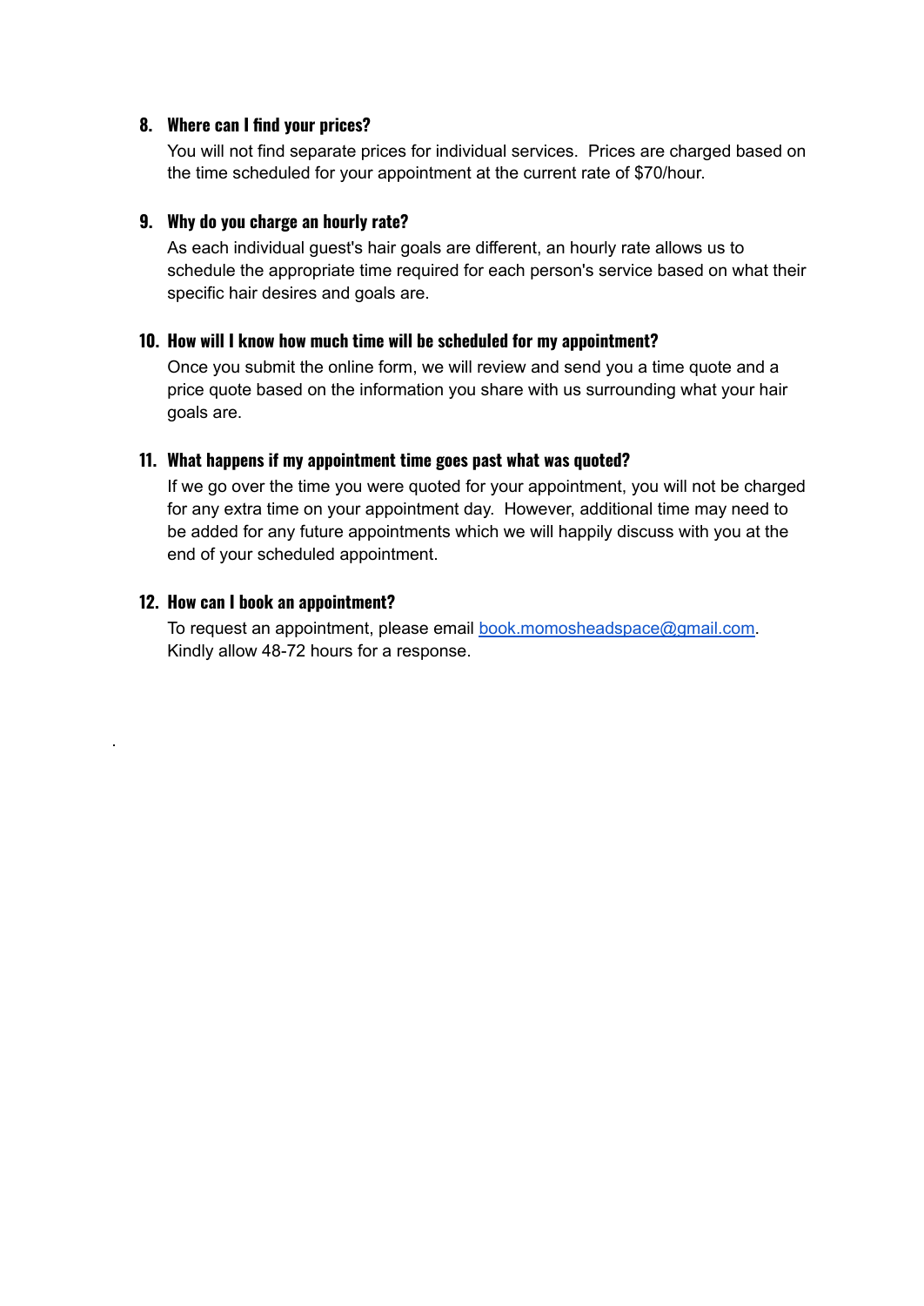8. **Where can I find your prices?**

   You will not find separate prices for individual services. Prices are charged based on the time scheduled for your appointment at the current rate of $70/hour.

9. **Why do you charge an hourly rate?**

   As each individual guest's hair goals are different, an hourly rate allows us to schedule the appropriate time required for each person's service based on what their specific hair desires and goals are.

10. **How will I know how much time will be scheduled for my appointment?**

    Once you submit the online form, we will review and send you a time quote and a price quote based on the information you share with us surrounding what your hair goals are.

11. **What happens if my appointment time goes past what was quoted?**

    If we go over the time you were quoted for your appointment, you will not be charged for any extra time on your appointment day. However, additional time may need to be added for any future appointments which we will happily discuss with you at the end of your scheduled appointment.

12. **How can I book an appointment?**

    To request an appointment, please email [book.momosheadspace@gmail.com](mailto:book.momosheadspace@gmail.com). Kindly allow 48-72 hours for a response.